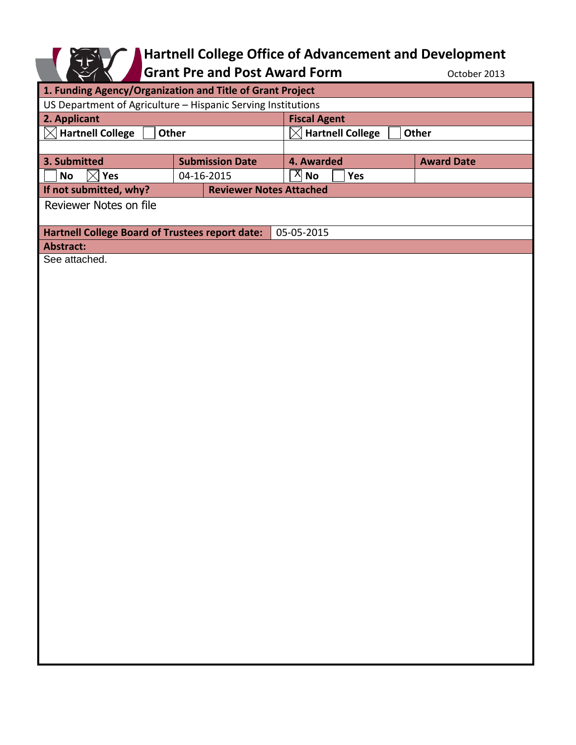# Hartnell College Office of Advancement and Development

## Grant Pre and Post Award Form

October 2013

| **1. Funding Agency/Organization and Title of Grant Project** | | | |
|---|---|---|---|
| US Department of Agriculture – Hispanic Serving Institutions | | | |
| **2. Applicant** | | **Fiscal Agent** | |
| ☒ **Hartnell College** ☐ **Other** | | ☒ **Hartnell College** ☐ **Other** | |
| | | | |
| **3. Submitted** | **Submission Date** | **4. Awarded** | **Award Date** |
| ☐ **No** ☒ **Yes** | 04-16-2015 | ☒ **No** ☐ **Yes** | |
| **If not submitted, why?** | **Reviewer Notes Attached** | | |
| Reviewer Notes on file | | | |
| **Hartnell College Board of Trustees report date:** | 05-05-2015 | | |
| **Abstract:** | | | |
| See attached. | | | |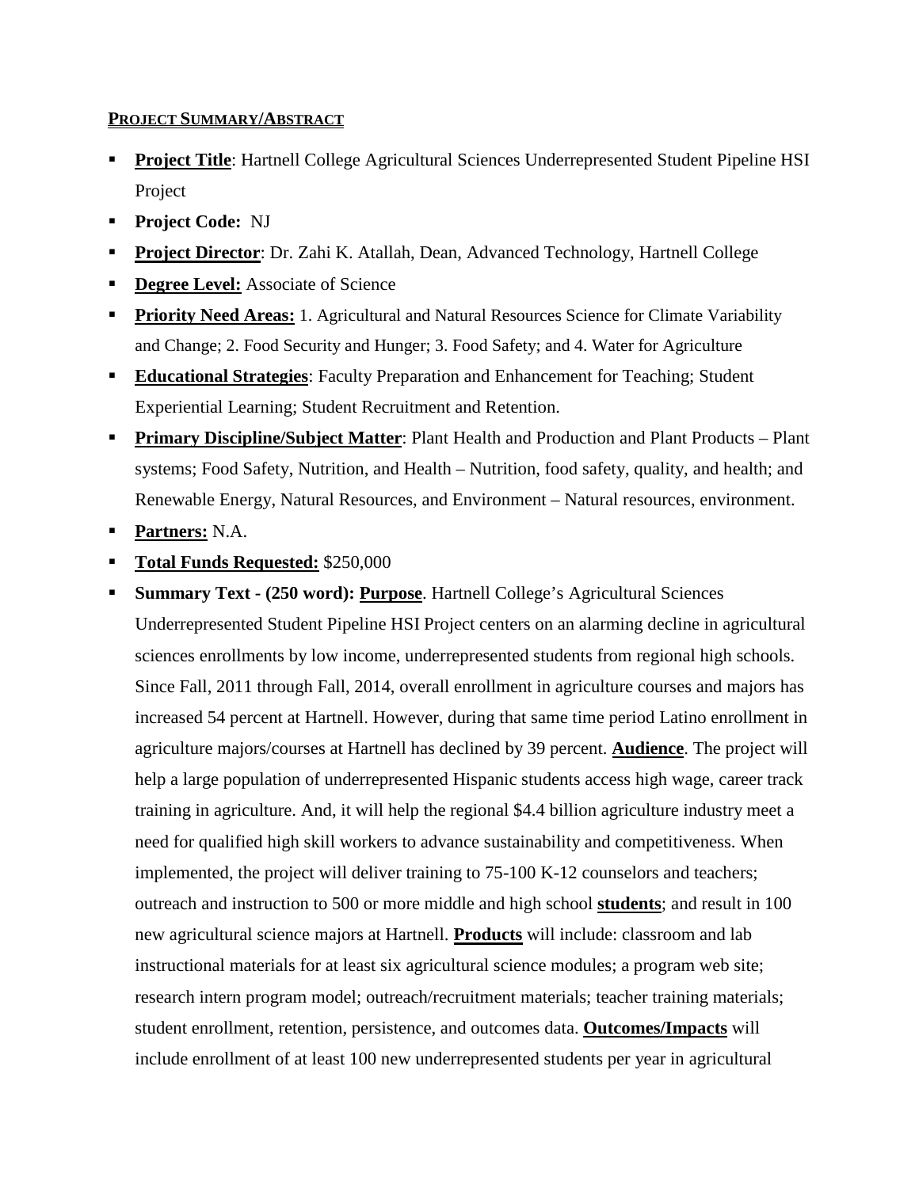**PROJECT SUMMARY/ABSTRACT**

- **Project Title**: Hartnell College Agricultural Sciences Underrepresented Student Pipeline HSI Project
- **Project Code:** NJ
- **Project Director**: Dr. Zahi K. Atallah, Dean, Advanced Technology, Hartnell College
- **Degree Level:** Associate of Science
- **Priority Need Areas:** 1. Agricultural and Natural Resources Science for Climate Variability and Change; 2. Food Security and Hunger; 3. Food Safety; and 4. Water for Agriculture
- **Educational Strategies**: Faculty Preparation and Enhancement for Teaching; Student Experiential Learning; Student Recruitment and Retention.
- **Primary Discipline/Subject Matter**: Plant Health and Production and Plant Products – Plant systems; Food Safety, Nutrition, and Health – Nutrition, food safety, quality, and health; and Renewable Energy, Natural Resources, and Environment – Natural resources, environment.
- **Partners:** N.A.
- **Total Funds Requested:** $250,000
- **Summary Text - (250 word): Purpose**. Hartnell College's Agricultural Sciences Underrepresented Student Pipeline HSI Project centers on an alarming decline in agricultural sciences enrollments by low income, underrepresented students from regional high schools. Since Fall, 2011 through Fall, 2014, overall enrollment in agriculture courses and majors has increased 54 percent at Hartnell. However, during that same time period Latino enrollment in agriculture majors/courses at Hartnell has declined by 39 percent. **Audience**. The project will help a large population of underrepresented Hispanic students access high wage, career track training in agriculture. And, it will help the regional $4.4 billion agriculture industry meet a need for qualified high skill workers to advance sustainability and competitiveness. When implemented, the project will deliver training to 75-100 K-12 counselors and teachers; outreach and instruction to 500 or more middle and high school **students**; and result in 100 new agricultural science majors at Hartnell. **Products** will include: classroom and lab instructional materials for at least six agricultural science modules; a program web site; research intern program model; outreach/recruitment materials; teacher training materials; student enrollment, retention, persistence, and outcomes data. **Outcomes/Impacts** will include enrollment of at least 100 new underrepresented students per year in agricultural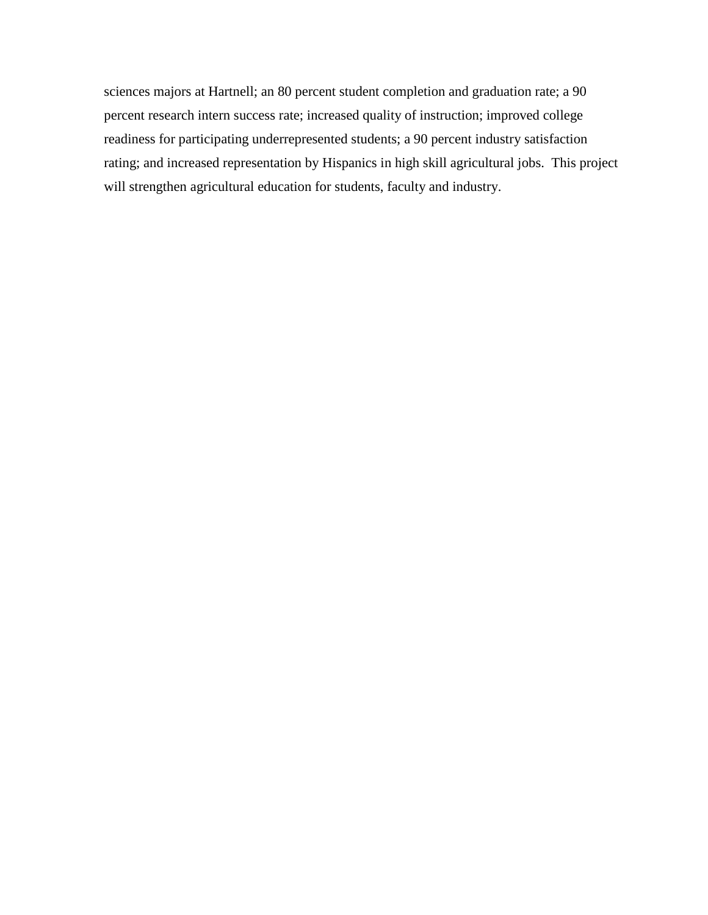sciences majors at Hartnell; an 80 percent student completion and graduation rate; a 90 percent research intern success rate; increased quality of instruction; improved college readiness for participating underrepresented students; a 90 percent industry satisfaction rating; and increased representation by Hispanics in high skill agricultural jobs. This project will strengthen agricultural education for students, faculty and industry.